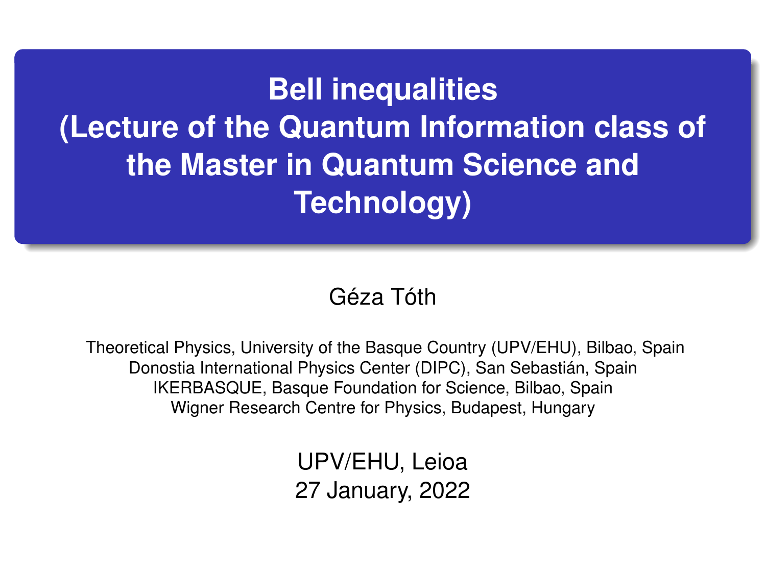# Bell inequalities (Lecture of the Quantum Information class of the Master in Quantum Science and Technology)

Géza Tóth

Theoretical Physics, University of the Basque Country (UPV/EHU), Bilbao, Spain
Donostia International Physics Center (DIPC), San Sebastián, Spain
IKERBASQUE, Basque Foundation for Science, Bilbao, Spain
Wigner Research Centre for Physics, Budapest, Hungary

UPV/EHU, Leioa
27 January, 2022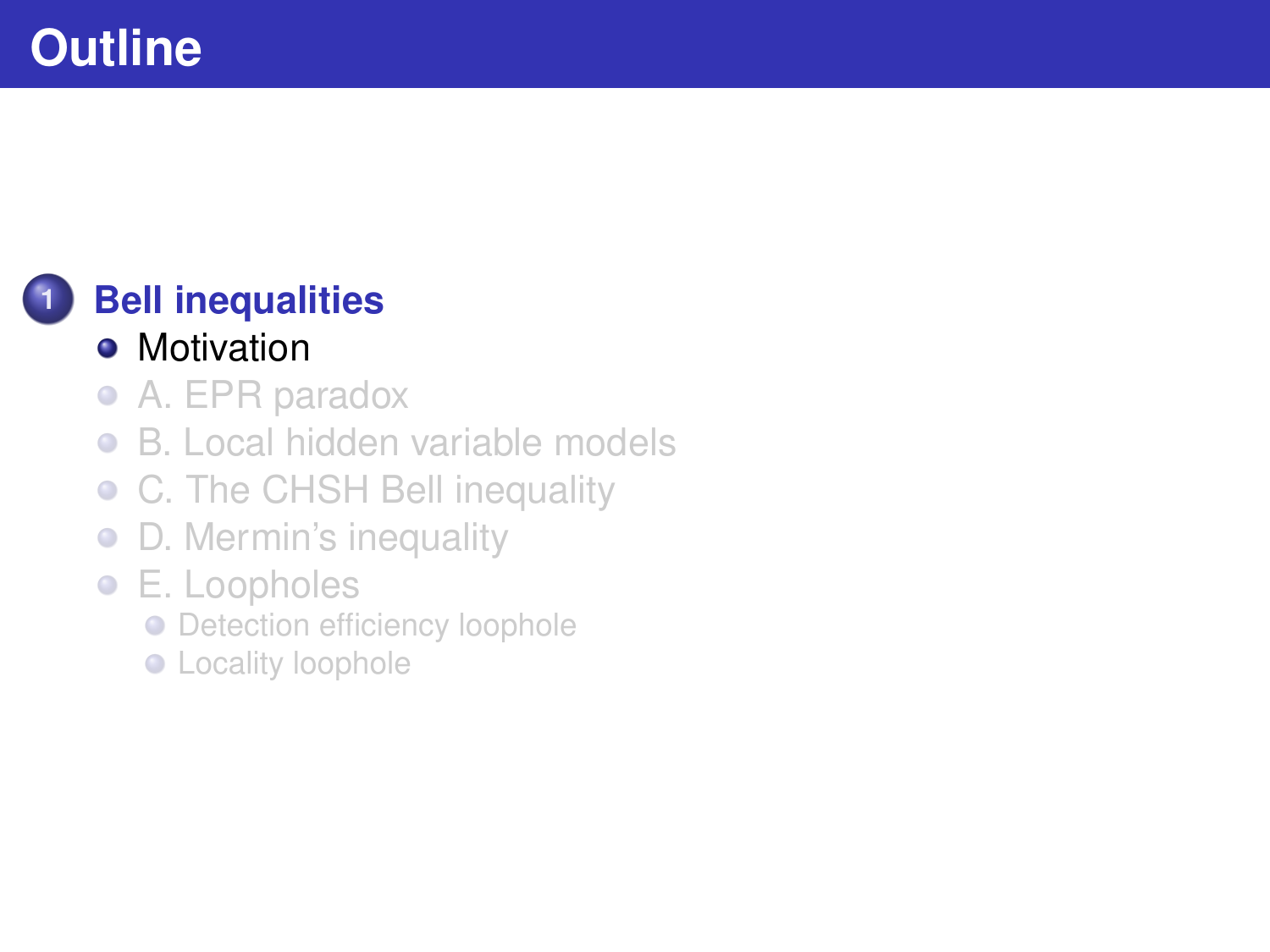# Outline

1. **Bell inequalities**
   - Motivation
   - A. EPR paradox
   - B. Local hidden variable models
   - C. The CHSH Bell inequality
   - D. Mermin’s inequality
   - E. Loopholes
     - Detection efficiency loophole
     - Locality loophole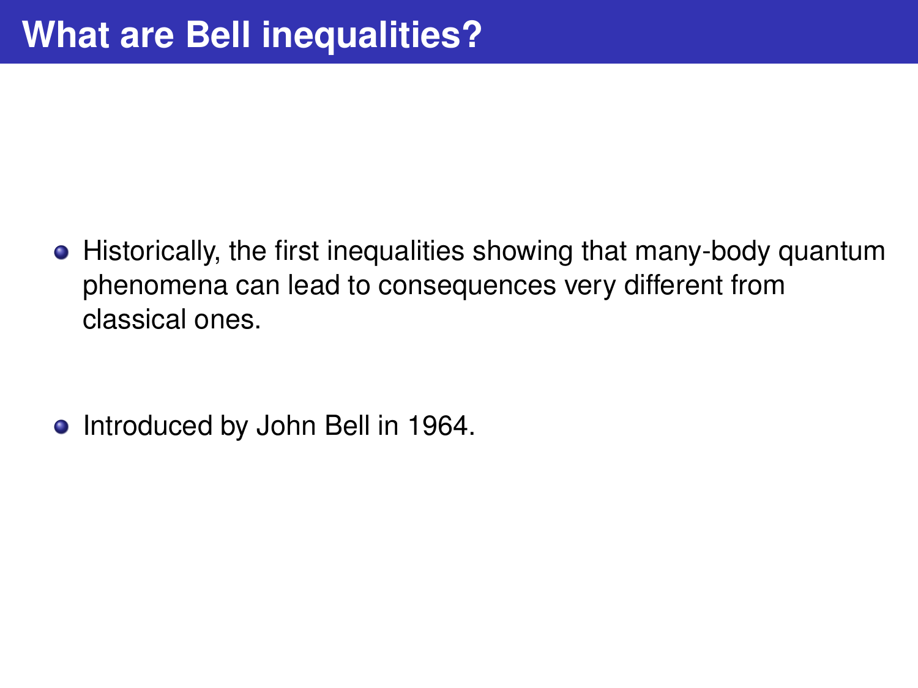# What are Bell inequalities?

- Historically, the first inequalities showing that many-body quantum phenomena can lead to consequences very different from classical ones.

- Introduced by John Bell in 1964.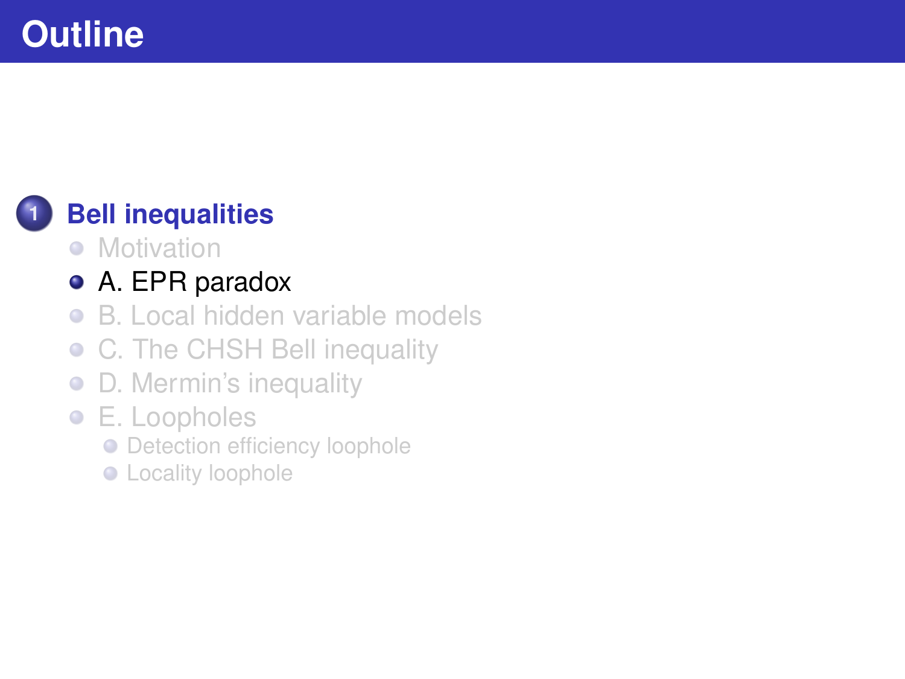# Outline

1. **Bell inequalities**
   - Motivation
   - A. EPR paradox
   - B. Local hidden variable models
   - C. The CHSH Bell inequality
   - D. Mermin's inequality
   - E. Loopholes
     - Detection efficiency loophole
     - Locality loophole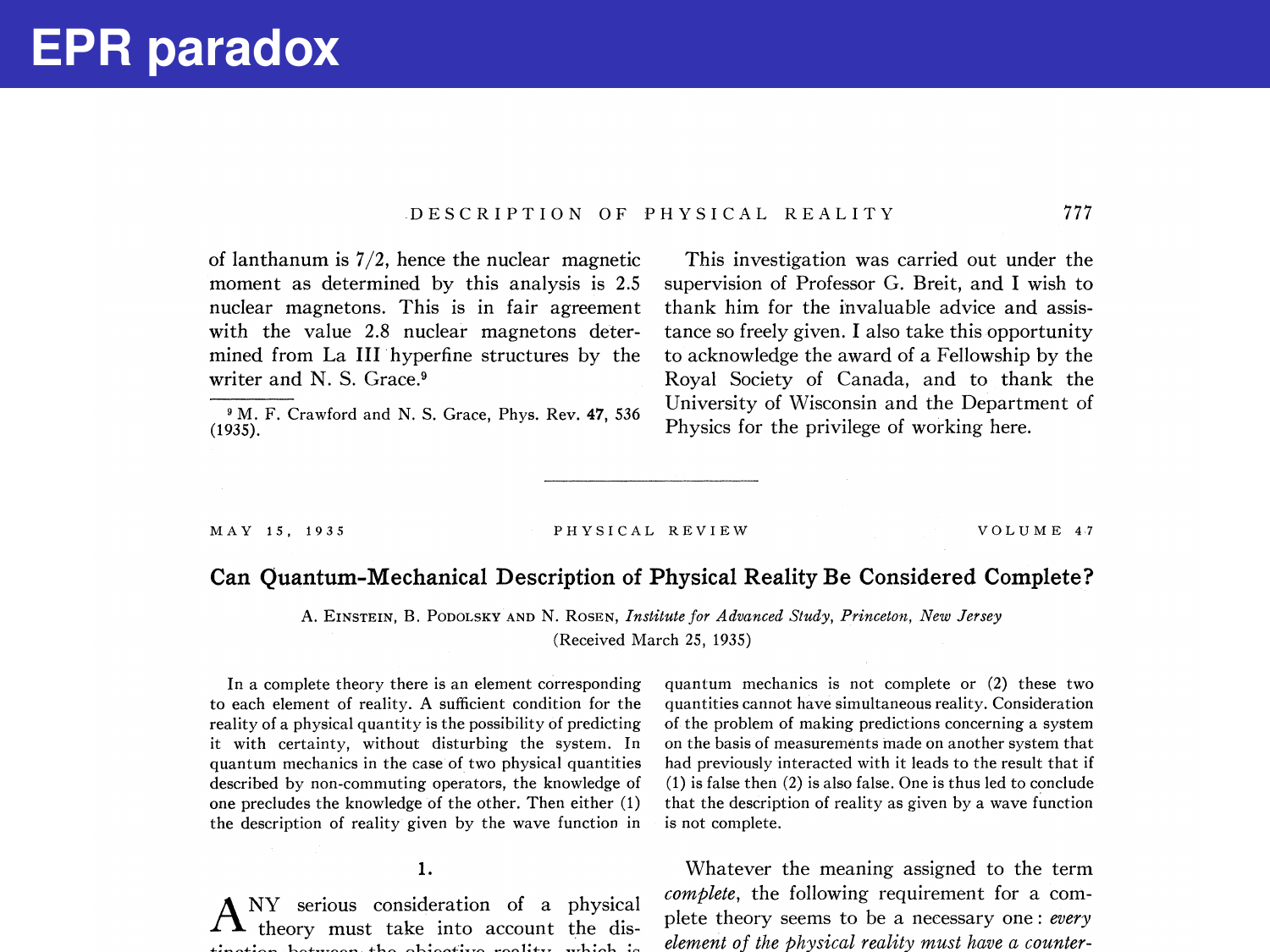# EPR paradox

of lanthanum is 7/2, hence the nuclear magnetic moment as determined by this analysis is 2.5 nuclear magnetons. This is in fair agreement with the value 2.8 nuclear magnetons determined from La III hyperfine structures by the writer and N. S. Grace.[9]

[9] M. F. Crawford and N. S. Grace, Phys. Rev. **47**, 536 (1935).

This investigation was carried out under the supervision of Professor G. Breit, and I wish to thank him for the invaluable advice and assistance so freely given. I also take this opportunity to acknowledge the award of a Fellowship by the Royal Society of Canada, and to thank the University of Wisconsin and the Department of Physics for the privilege of working here.

---

MAY 15, 1935 PHYSICAL REVIEW VOLUME 47

## Can Quantum-Mechanical Description of Physical Reality Be Considered Complete?

A. Einstein, B. Podolsky and N. Rosen, *Institute for Advanced Study, Princeton, New Jersey*

(Received March 25, 1935)

In a complete theory there is an element corresponding to each element of reality. A sufficient condition for the reality of a physical quantity is the possibility of predicting it with certainty, without disturbing the system. In quantum mechanics in the case of two physical quantities described by non-commuting operators, the knowledge of one precludes the knowledge of the other. Then either (1) the description of reality given by the wave function in quantum mechanics is not complete or (2) these two quantities cannot have simultaneous reality. Consideration of the problem of making predictions concerning a system on the basis of measurements made on another system that had previously interacted with it leads to the result that if (1) is false then (2) is also false. One is thus led to conclude that the description of reality as given by a wave function is not complete.

### 1.

Any serious consideration of a physical theory must take into account the distinction between the objective reality which is

Whatever the meaning assigned to the term *complete*, the following requirement for a complete theory seems to be a necessary one: *every element of the physical reality must have a counter-*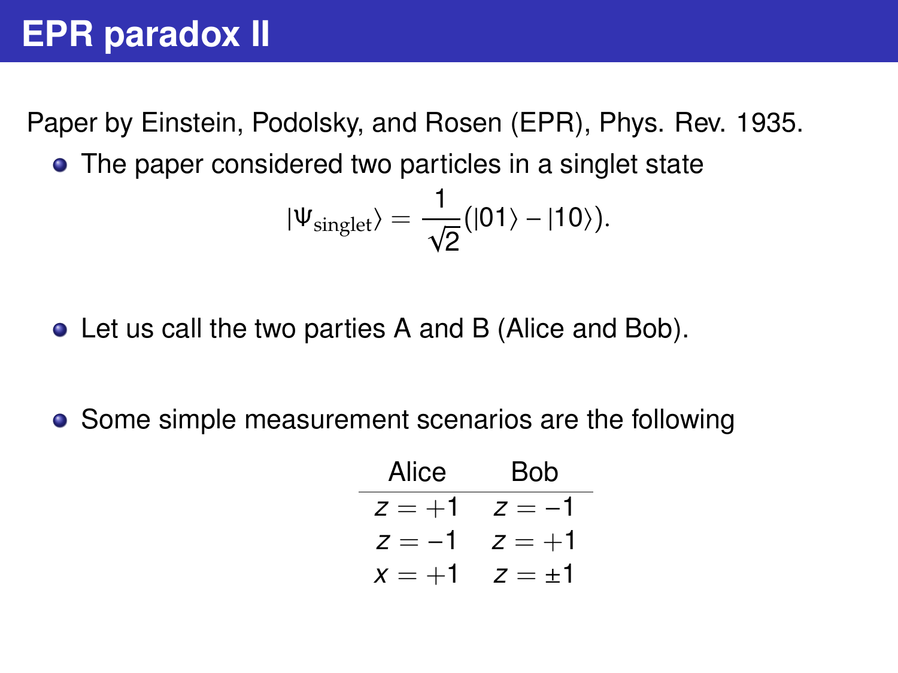# EPR paradox II

Paper by Einstein, Podolsky, and Rosen (EPR), Phys. Rev. 1935.

- The paper considered two particles in a singlet state

$$|\Psi_{\text{singlet}}\rangle = \frac{1}{\sqrt{2}}(|01\rangle - |10\rangle).$$

- Let us call the two parties A and B (Alice and Bob).

- Some simple measurement scenarios are the following

| Alice | Bob |
|---|---|
| $z = +1$ | $z = -1$ |
| $z = -1$ | $z = +1$ |
| $x = +1$ | $z = \pm 1$ |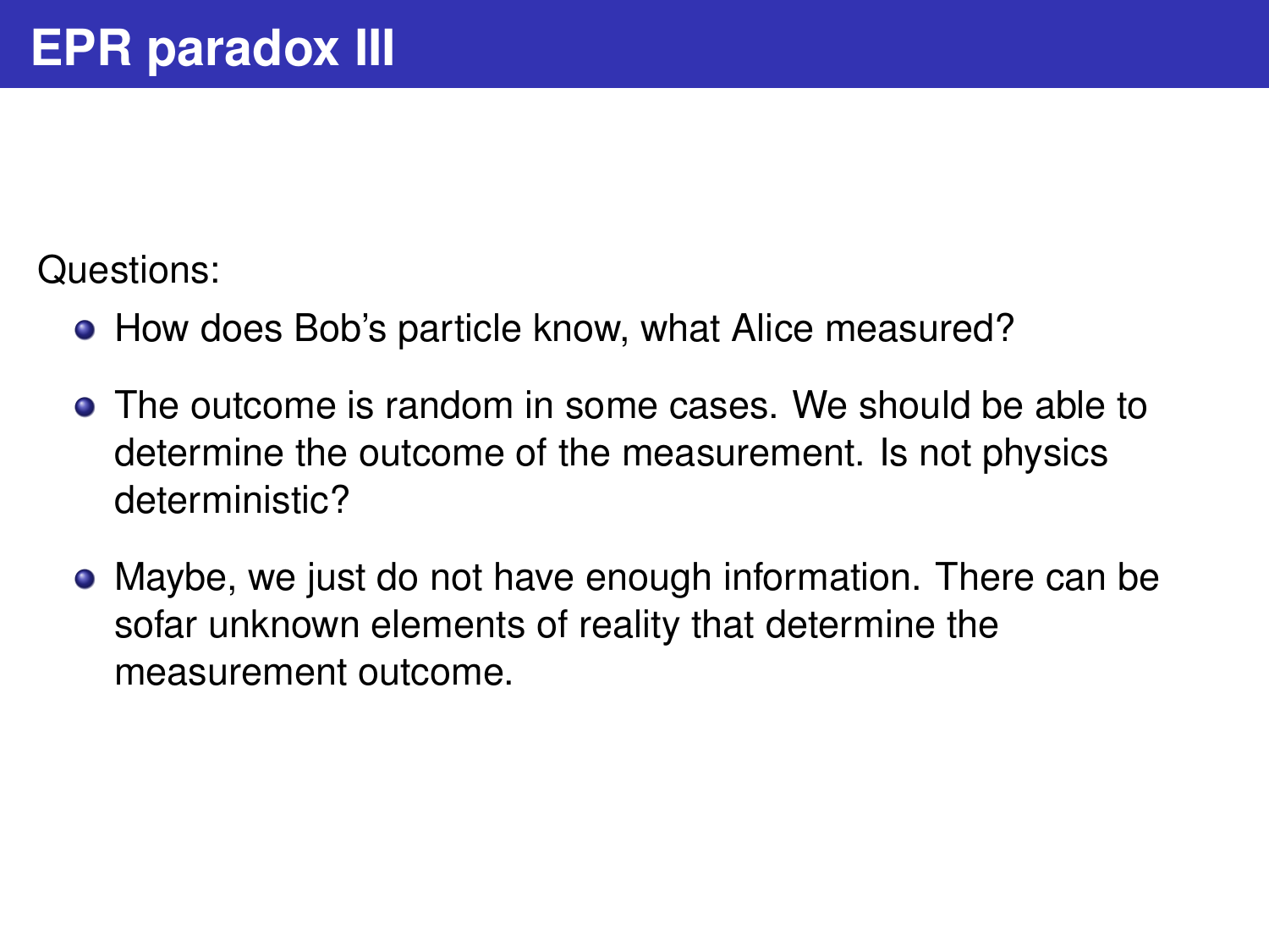# EPR paradox III

Questions:

- How does Bob's particle know, what Alice measured?
- The outcome is random in some cases. We should be able to determine the outcome of the measurement. Is not physics deterministic?
- Maybe, we just do not have enough information. There can be sofar unknown elements of reality that determine the measurement outcome.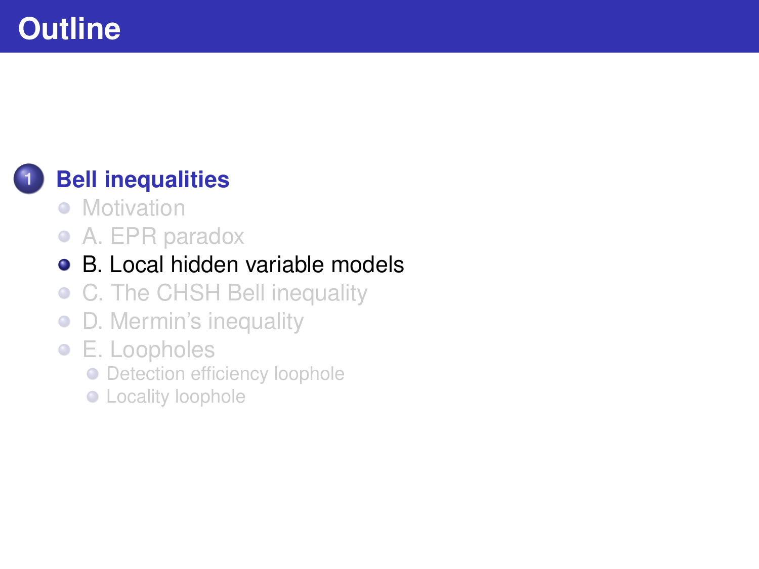# Outline

1. **Bell inequalities**
   - Motivation
   - A. EPR paradox
   - B. Local hidden variable models
   - C. The CHSH Bell inequality
   - D. Mermin's inequality
   - E. Loopholes
     - Detection efficiency loophole
     - Locality loophole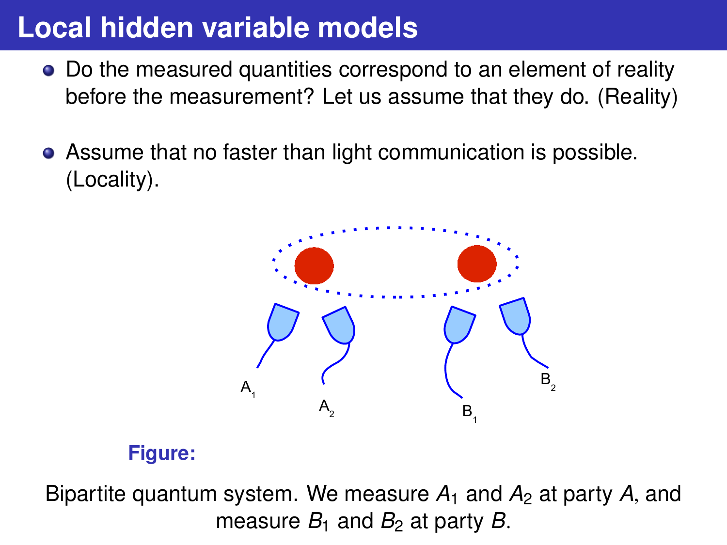# Local hidden variable models

- Do the measured quantities correspond to an element of reality before the measurement? Let us assume that they do. (Reality)
- Assume that no faster than light communication is possible. (Locality).

**Figure:**

Bipartite quantum system. We measure $A_1$ and $A_2$ at party $A$, and measure $B_1$ and $B_2$ at party $B$.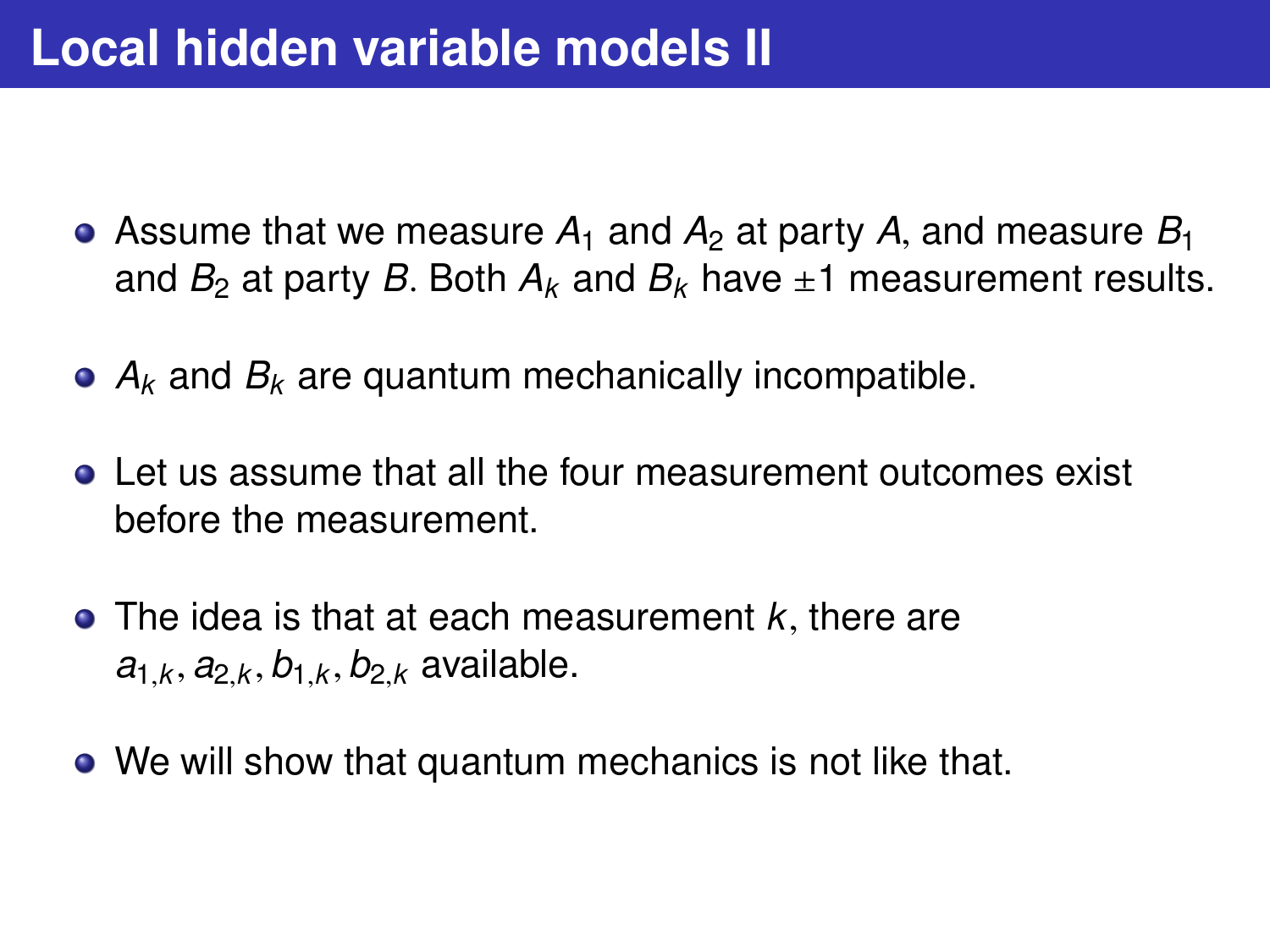# Local hidden variable models II

- Assume that we measure $A_1$ and $A_2$ at party $A$, and measure $B_1$ and $B_2$ at party $B$. Both $A_k$ and $B_k$ have $\pm 1$ measurement results.
- $A_k$ and $B_k$ are quantum mechanically incompatible.
- Let us assume that all the four measurement outcomes exist before the measurement.
- The idea is that at each measurement $k$, there are $a_{1,k}, a_{2,k}, b_{1,k}, b_{2,k}$ available.
- We will show that quantum mechanics is not like that.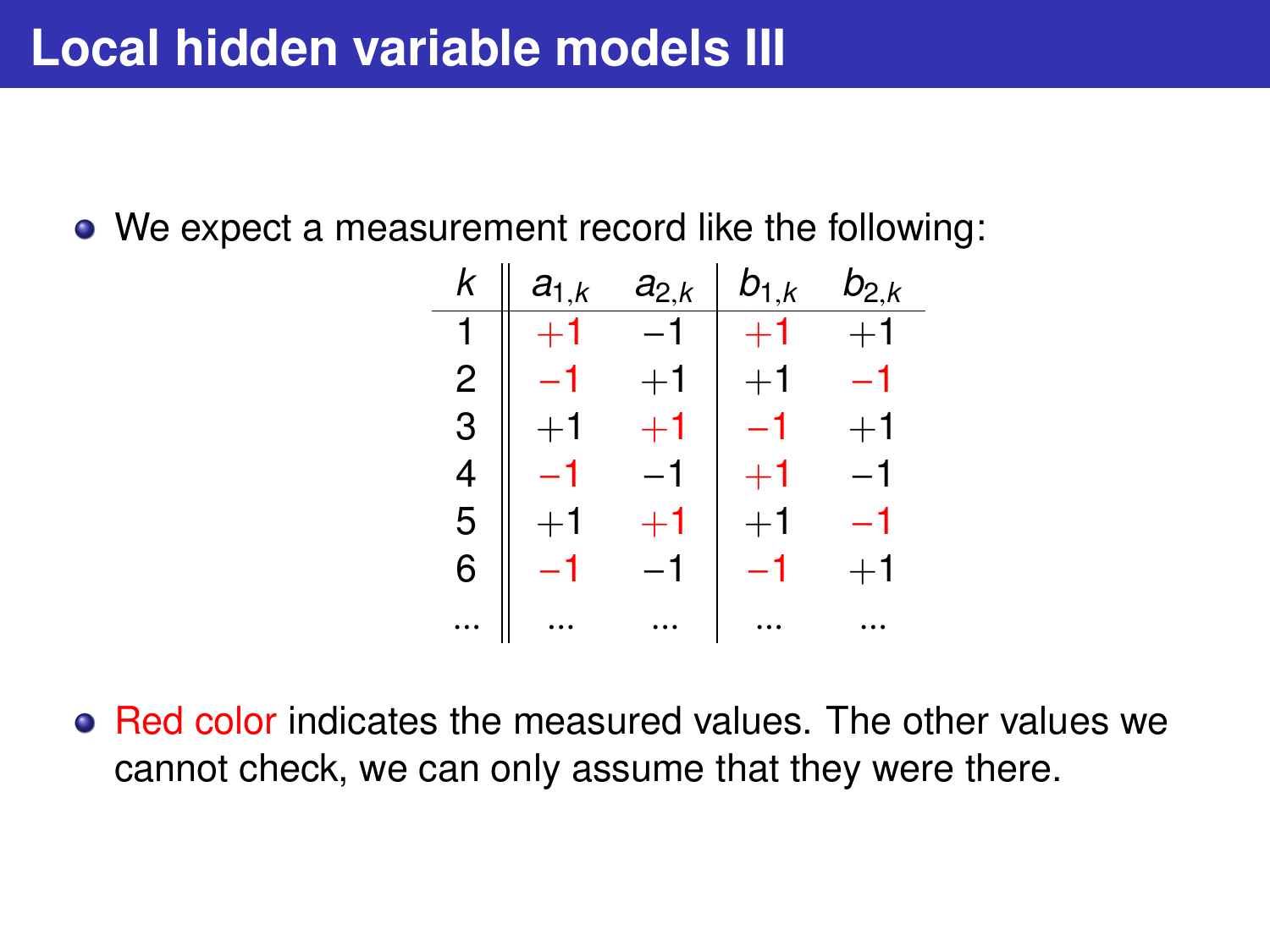# Local hidden variable models III

- We expect a measurement record like the following:

| $k$ | $a_{1,k}$ | $a_{2,k}$ | $b_{1,k}$ | $b_{2,k}$ |
|---|---|---|---|---|
| 1 | $+1$ | $-1$ | $+1$ | $+1$ |
| 2 | $-1$ | $+1$ | $+1$ | $-1$ |
| 3 | $+1$ | $+1$ | $-1$ | $+1$ |
| 4 | $-1$ | $-1$ | $+1$ | $-1$ |
| 5 | $+1$ | $+1$ | $+1$ | $-1$ |
| 6 | $-1$ | $-1$ | $-1$ | $+1$ |
| ... | ... | ... | ... | ... |

- Red color indicates the measured values. The other values we cannot check, we can only assume that they were there.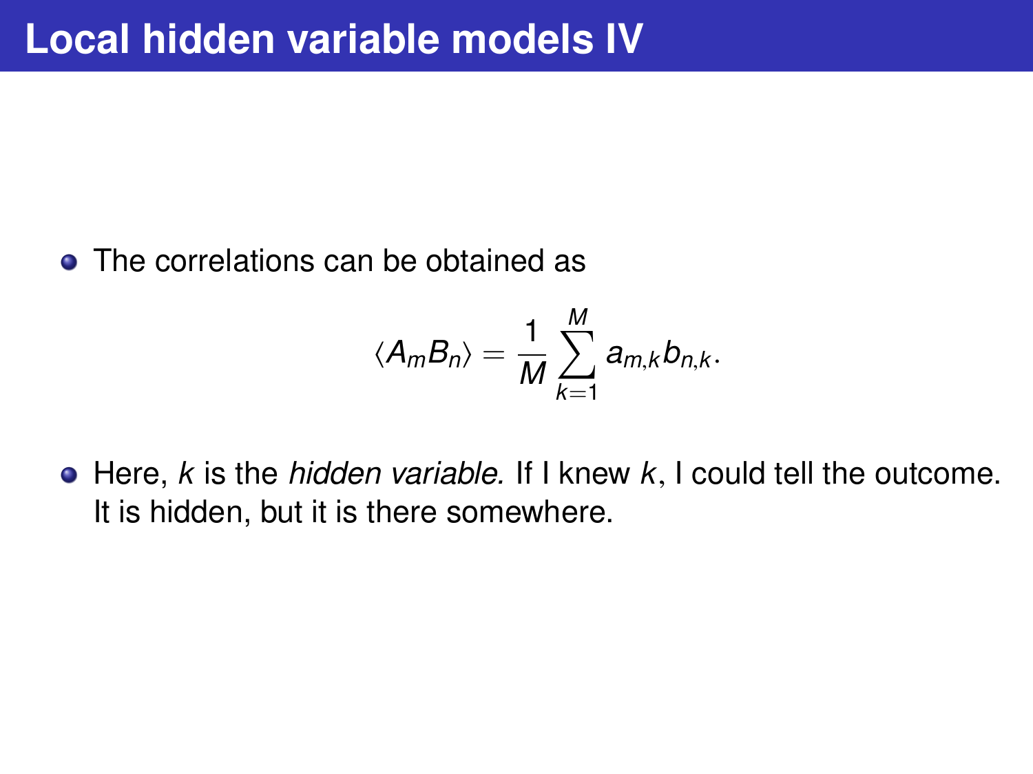# Local hidden variable models IV

- The correlations can be obtained as

$$\langle A_m B_n \rangle = \frac{1}{M} \sum_{k=1}^{M} a_{m,k} b_{n,k}.$$

- Here, $k$ is the *hidden variable.* If I knew $k$, I could tell the outcome. It is hidden, but it is there somewhere.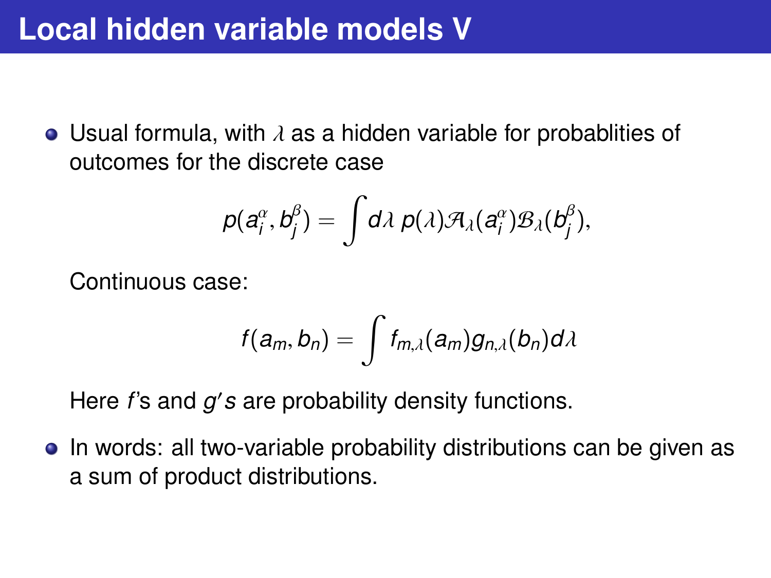# Local hidden variable models V

- Usual formula, with $\lambda$ as a hidden variable for probablities of outcomes for the discrete case

$$p(a_i^\alpha, b_j^\beta) = \int d\lambda \, p(\lambda) \mathcal{A}_\lambda(a_i^\alpha) \mathcal{B}_\lambda(b_j^\beta),$$

  Continuous case:

$$f(a_m, b_n) = \int f_{m,\lambda}(a_m) g_{n,\lambda}(b_n) d\lambda$$

  Here $f$'s and $g's$ are probability density functions.

- In words: all two-variable probability distributions can be given as a sum of product distributions.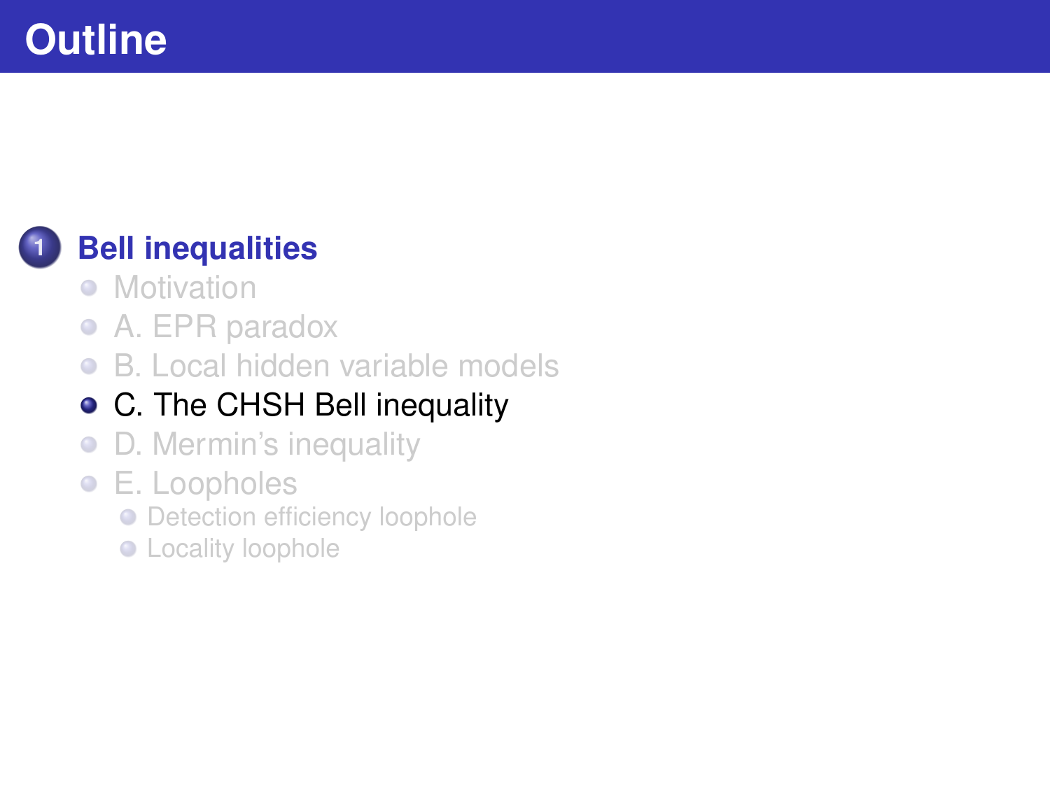# Outline

1. **Bell inequalities**
   - Motivation
   - A. EPR paradox
   - B. Local hidden variable models
   - C. The CHSH Bell inequality
   - D. Mermin's inequality
   - E. Loopholes
     - Detection efficiency loophole
     - Locality loophole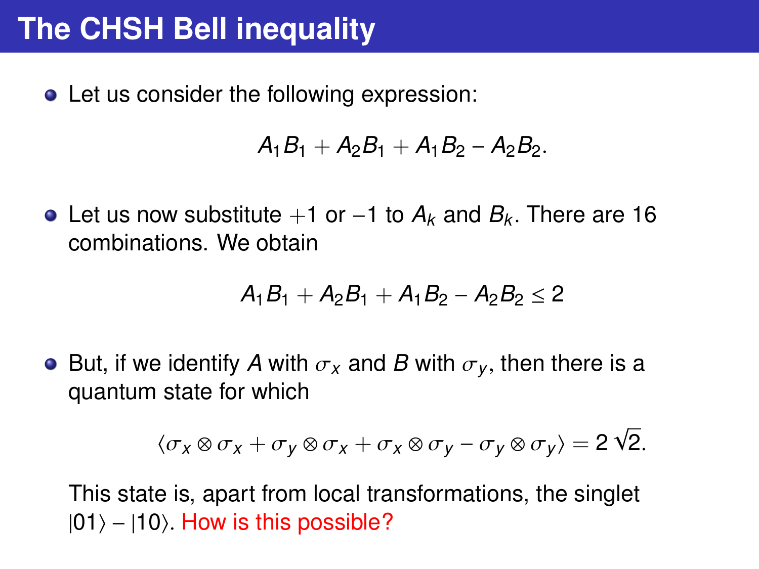# The CHSH Bell inequality

- Let us consider the following expression:

$$A_1 B_1 + A_2 B_1 + A_1 B_2 - A_2 B_2.$$

- Let us now substitute $+1$ or $-1$ to $A_k$ and $B_k$. There are 16 combinations. We obtain

$$A_1 B_1 + A_2 B_1 + A_1 B_2 - A_2 B_2 \leq 2$$

- But, if we identify $A$ with $\sigma_x$ and $B$ with $\sigma_y$, then there is a quantum state for which

$$\langle \sigma_x \otimes \sigma_x + \sigma_y \otimes \sigma_x + \sigma_x \otimes \sigma_y - \sigma_y \otimes \sigma_y \rangle = 2\sqrt{2}.$$

  This state is, apart from local transformations, the singlet $|01\rangle - |10\rangle$. How is this possible?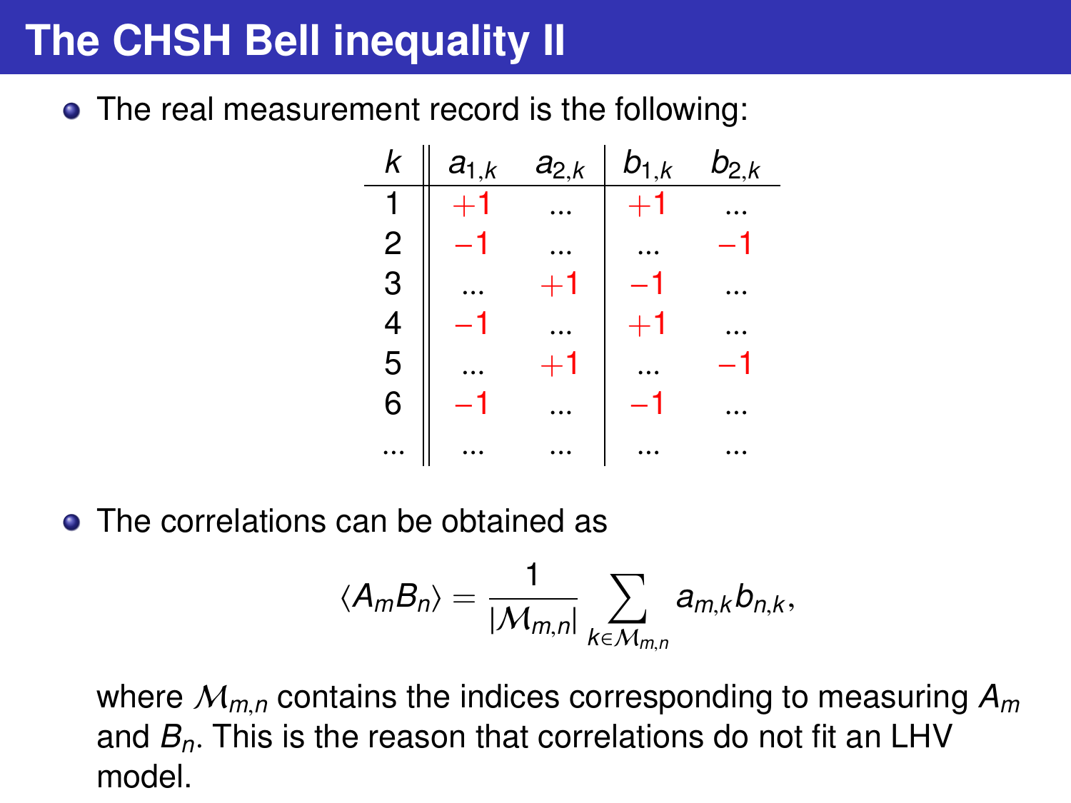# The CHSH Bell inequality II

- The real measurement record is the following:

| $k$ | $a_{1,k}$ | $a_{2,k}$ | $b_{1,k}$ | $b_{2,k}$ |
|---|---|---|---|---|
| 1 | $+1$ | ... | $+1$ | ... |
| 2 | $-1$ | ... | ... | $-1$ |
| 3 | ... | $+1$ | $-1$ | ... |
| 4 | $-1$ | ... | $+1$ | ... |
| 5 | ... | $+1$ | ... | $-1$ |
| 6 | $-1$ | ... | $-1$ | ... |
| ... | ... | ... | ... | ... |

- The correlations can be obtained as

$$\langle A_m B_n \rangle = \frac{1}{|\mathcal{M}_{m,n}|} \sum_{k \in \mathcal{M}_{m,n}} a_{m,k} b_{n,k},$$

where $\mathcal{M}_{m,n}$ contains the indices corresponding to measuring $A_m$ and $B_n$. This is the reason that correlations do not fit an LHV model.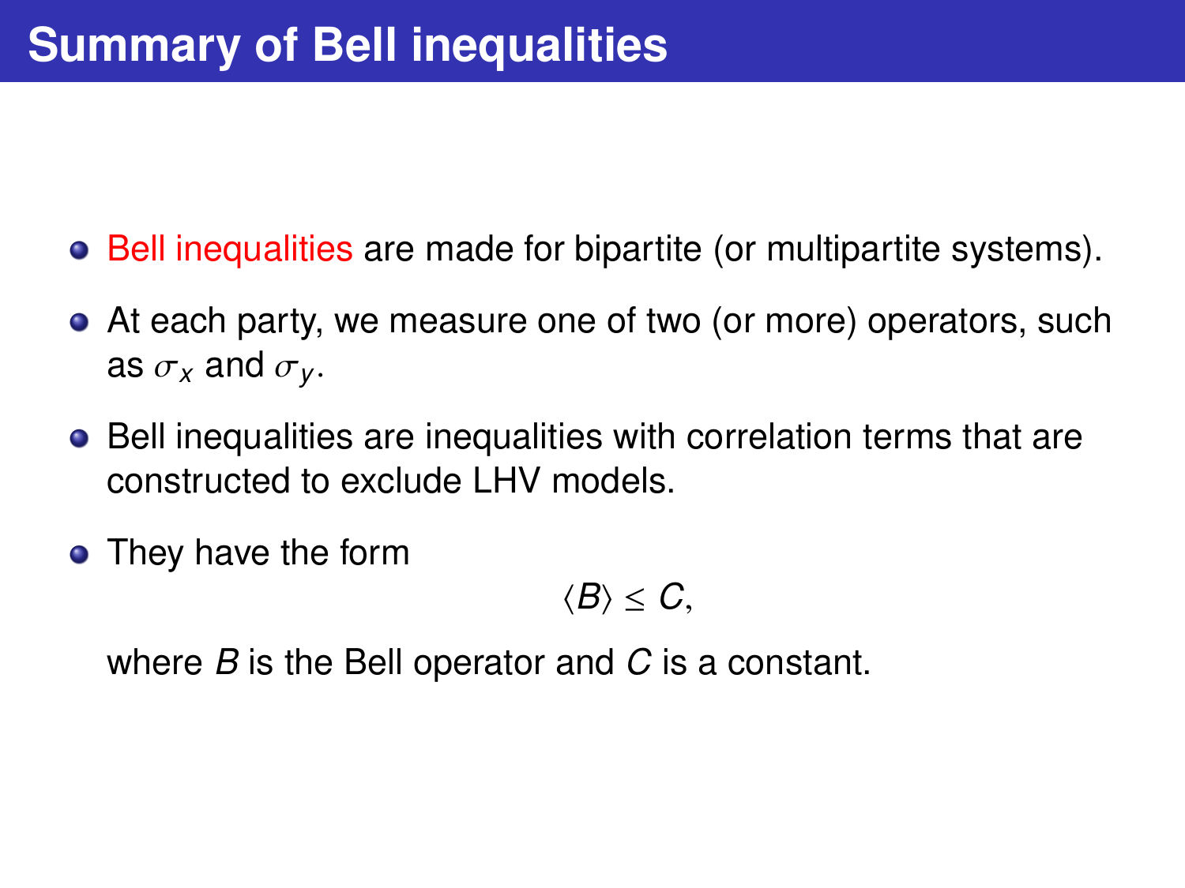# Summary of Bell inequalities

- Bell inequalities are made for bipartite (or multipartite systems).
- At each party, we measure one of two (or more) operators, such as $\sigma_x$ and $\sigma_y$.
- Bell inequalities are inequalities with correlation terms that are constructed to exclude LHV models.
- They have the form

$$\langle B \rangle \leq C,$$

where $B$ is the Bell operator and $C$ is a constant.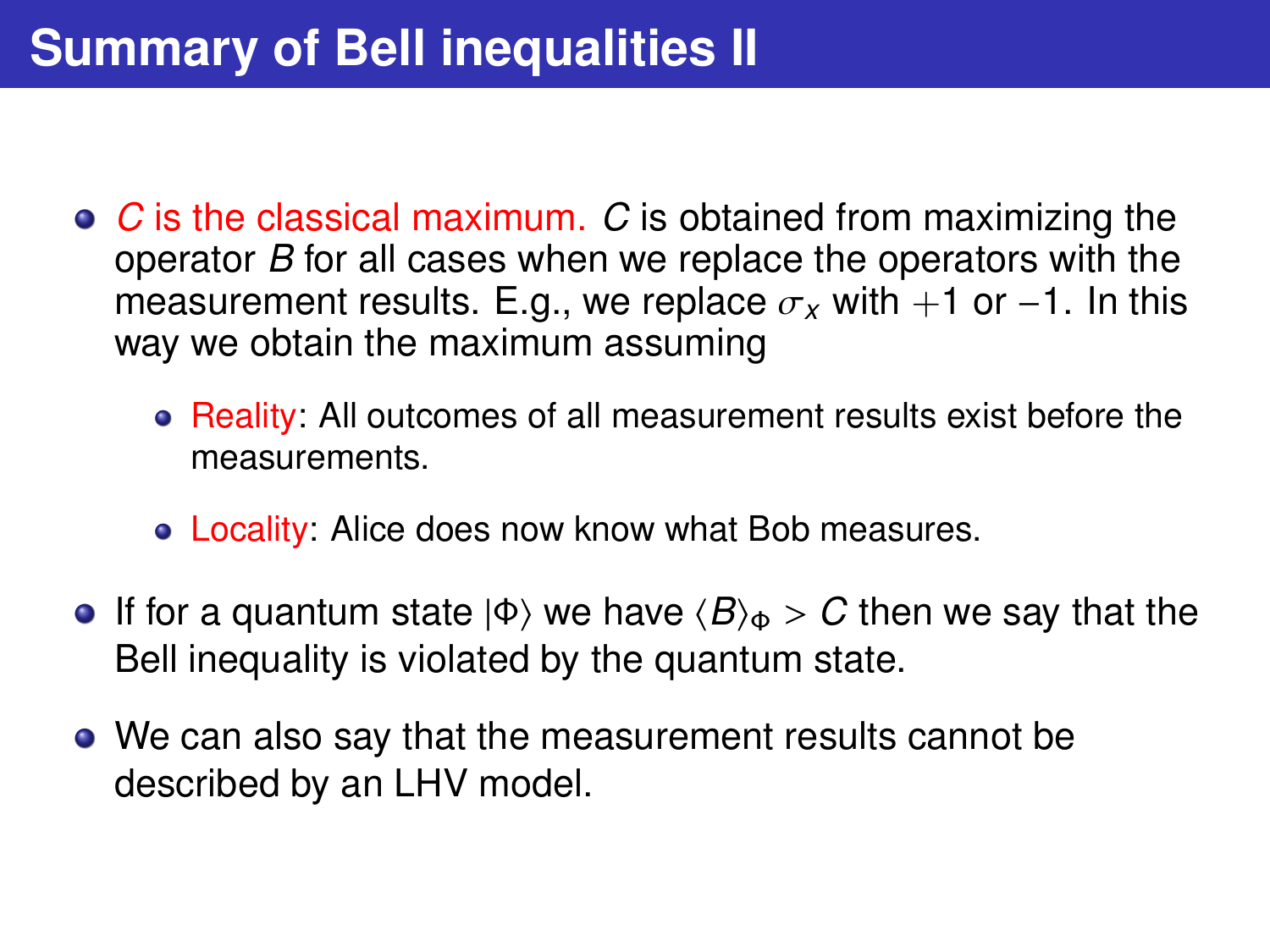# Summary of Bell inequalities II

- *C* is the classical maximum. *C* is obtained from maximizing the operator *B* for all cases when we replace the operators with the measurement results. E.g., we replace $\sigma_x$ with $+1$ or $-1$. In this way we obtain the maximum assuming
  - Reality: All outcomes of all measurement results exist before the measurements.
  - Locality: Alice does now know what Bob measures.
- If for a quantum state $|\Phi\rangle$ we have $\langle B\rangle_\Phi > C$ then we say that the Bell inequality is violated by the quantum state.
- We can also say that the measurement results cannot be described by an LHV model.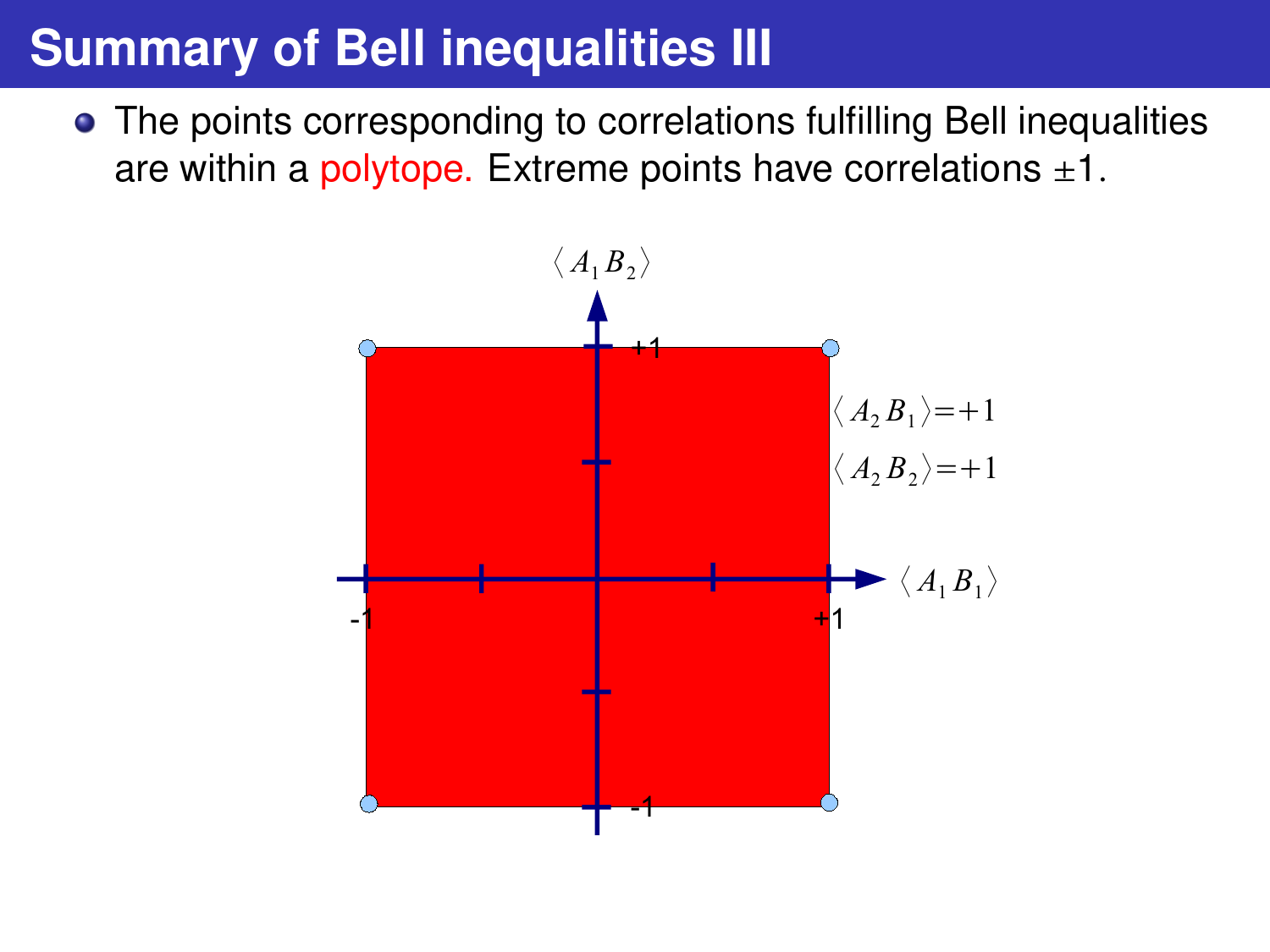# Summary of Bell inequalities III

- The points corresponding to correlations fulfilling Bell inequalities are within a polytope. Extreme points have correlations $\pm 1$.

$\langle A_1 B_2 \rangle$

+1

$\langle A_2 B_1 \rangle = +1$

$\langle A_2 B_2 \rangle = +1$

$\langle A_1 B_1 \rangle$

-1 +1

-1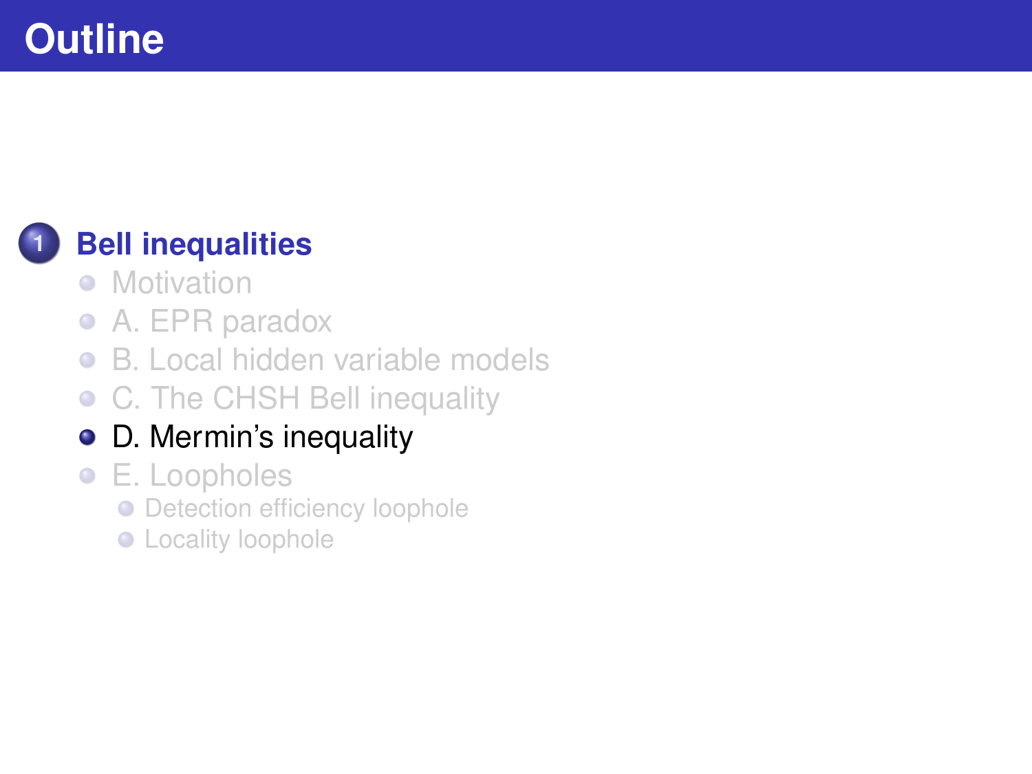# Outline

1. **Bell inequalities**
   - Motivation
   - A. EPR paradox
   - B. Local hidden variable models
   - C. The CHSH Bell inequality
   - D. Mermin's inequality
   - E. Loopholes
     - Detection efficiency loophole
     - Locality loophole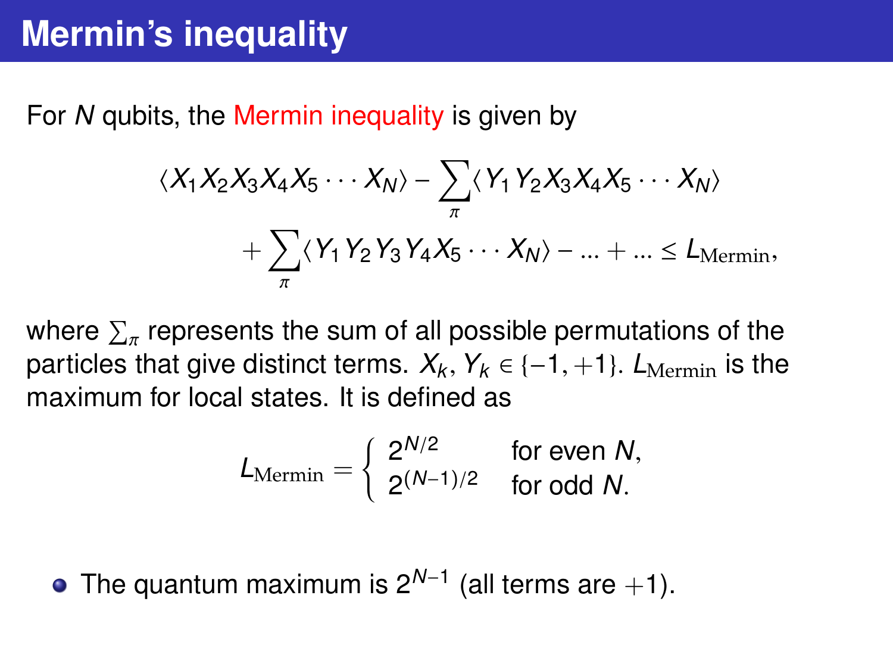# Mermin's inequality

For $N$ qubits, the Mermin inequality is given by

$$\langle X_1 X_2 X_3 X_4 X_5 \cdots X_N \rangle - \sum_{\pi} \langle Y_1 Y_2 X_3 X_4 X_5 \cdots X_N \rangle$$
$$+ \sum_{\pi} \langle Y_1 Y_2 Y_3 Y_4 X_5 \cdots X_N \rangle - ... + ... \leq L_{\text{Mermin}},$$

where $\sum_{\pi}$ represents the sum of all possible permutations of the particles that give distinct terms. $X_k, Y_k \in \{-1, +1\}$. $L_{\text{Mermin}}$ is the maximum for local states. It is defined as

$$L_{\text{Mermin}} = \begin{cases} 2^{N/2} & \text{for even } N, \\ 2^{(N-1)/2} & \text{for odd } N. \end{cases}$$

- The quantum maximum is $2^{N-1}$ (all terms are $+1$).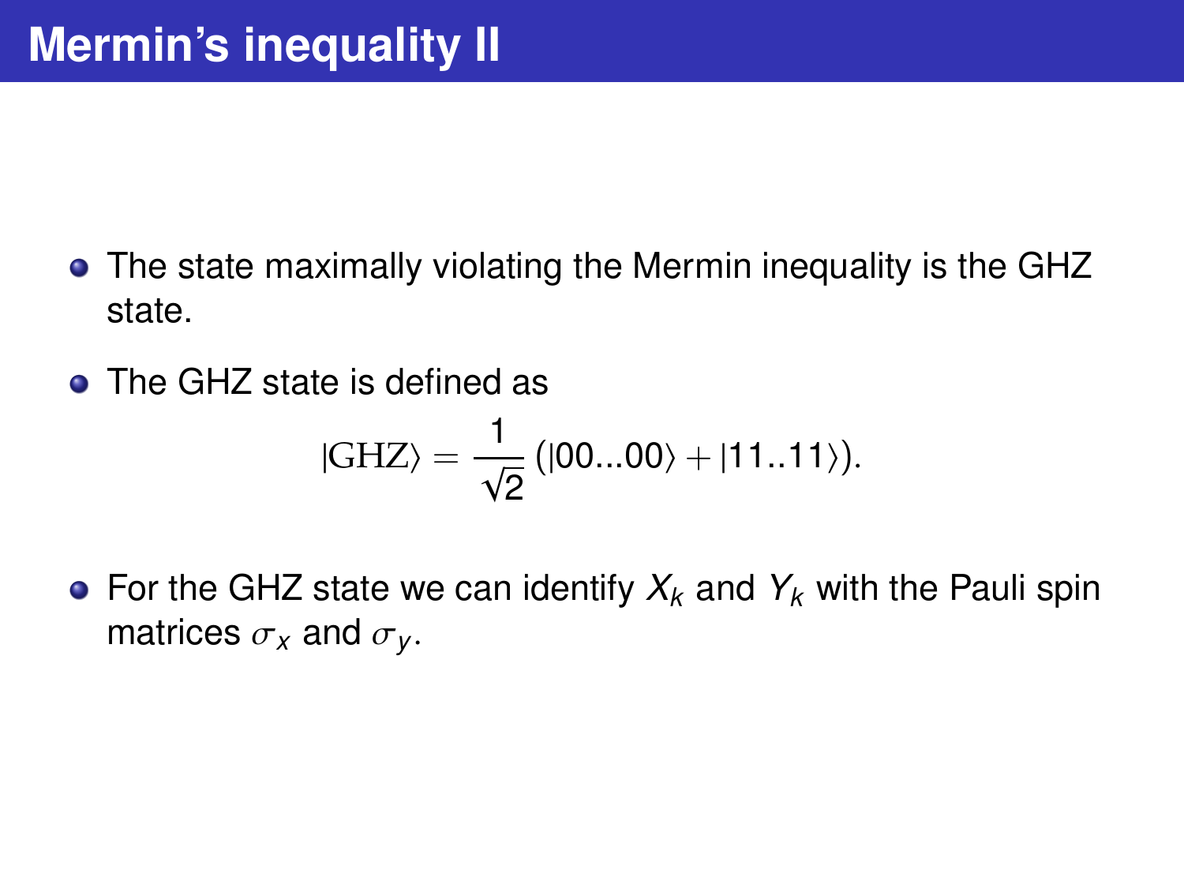# Mermin's inequality II

- The state maximally violating the Mermin inequality is the GHZ state.
- The GHZ state is defined as

$$|\mathrm{GHZ}\rangle = \frac{1}{\sqrt{2}}\left(|00...00\rangle + |11..11\rangle\right).$$

- For the GHZ state we can identify $X_k$ and $Y_k$ with the Pauli spin matrices $\sigma_x$ and $\sigma_y$.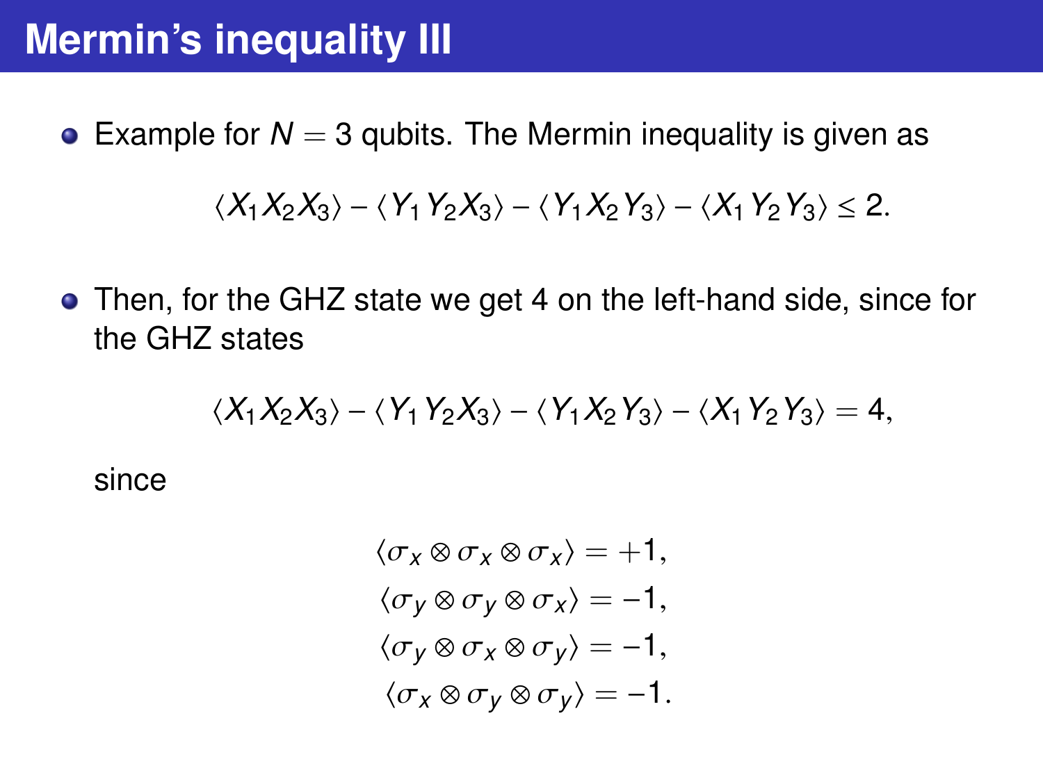# Mermin's inequality III

- Example for $N = 3$ qubits. The Mermin inequality is given as

$$\langle X_1 X_2 X_3 \rangle - \langle Y_1 Y_2 X_3 \rangle - \langle Y_1 X_2 Y_3 \rangle - \langle X_1 Y_2 Y_3 \rangle \leq 2.$$

- Then, for the GHZ state we get 4 on the left-hand side, since for the GHZ states

$$\langle X_1 X_2 X_3 \rangle - \langle Y_1 Y_2 X_3 \rangle - \langle Y_1 X_2 Y_3 \rangle - \langle X_1 Y_2 Y_3 \rangle = 4,$$

since

$$\begin{aligned}
\langle \sigma_x \otimes \sigma_x \otimes \sigma_x \rangle &= +1, \\
\langle \sigma_y \otimes \sigma_y \otimes \sigma_x \rangle &= -1, \\
\langle \sigma_y \otimes \sigma_x \otimes \sigma_y \rangle &= -1, \\
\langle \sigma_x \otimes \sigma_y \otimes \sigma_y \rangle &= -1.
\end{aligned}$$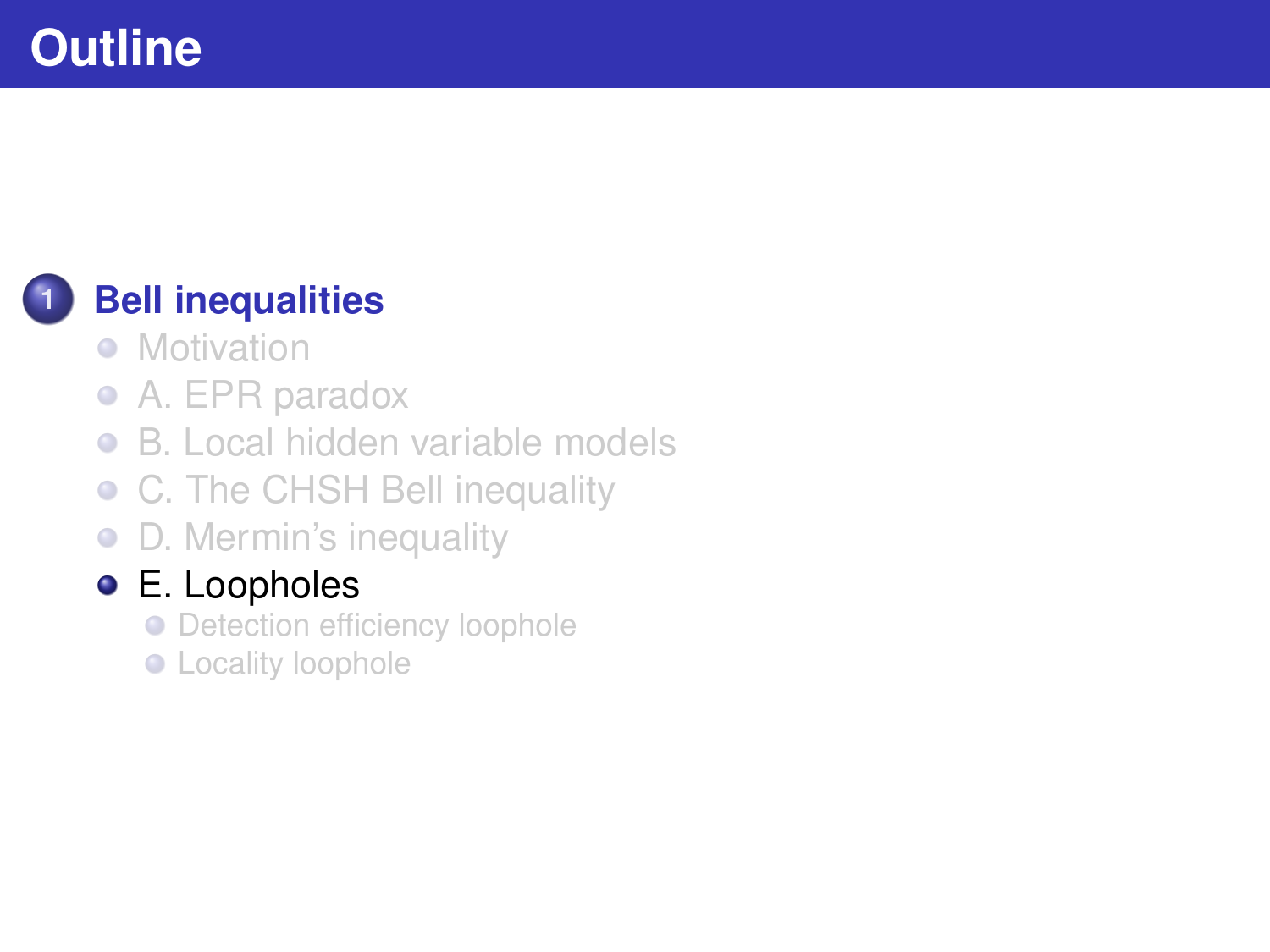# Outline

1. **Bell inequalities**
   - Motivation
   - A. EPR paradox
   - B. Local hidden variable models
   - C. The CHSH Bell inequality
   - D. Mermin's inequality
   - E. Loopholes
     - Detection efficiency loophole
     - Locality loophole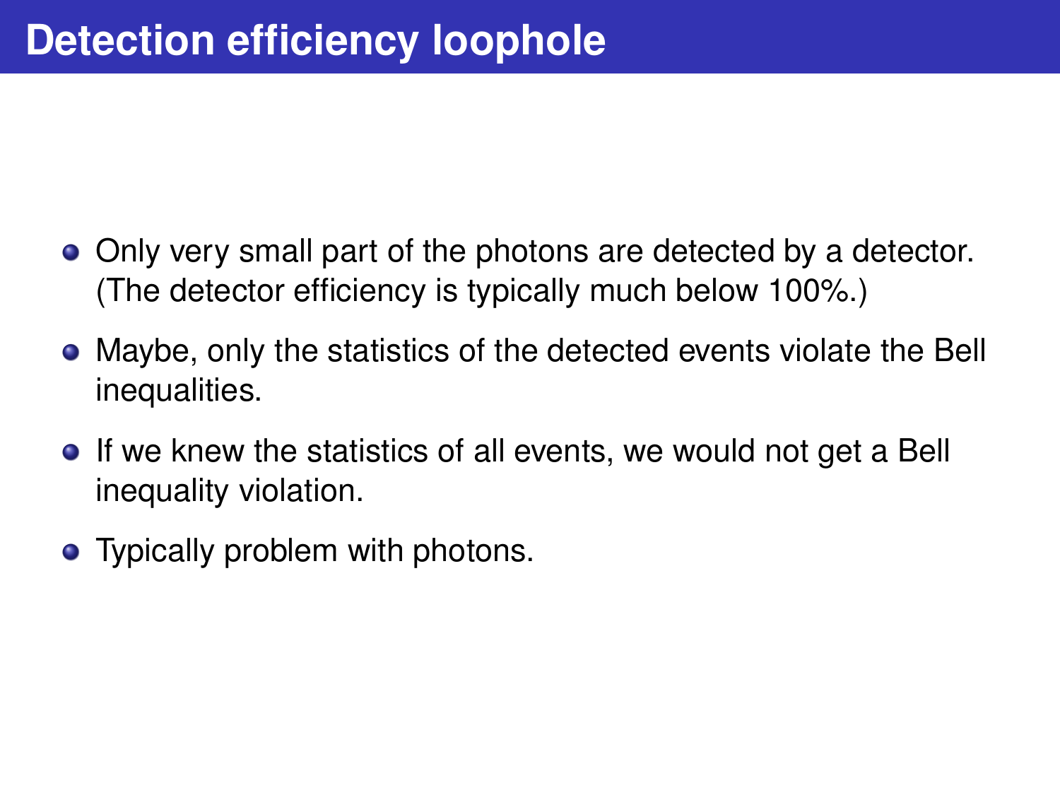# Detection efficiency loophole

- Only very small part of the photons are detected by a detector. (The detector efficiency is typically much below 100%.)
- Maybe, only the statistics of the detected events violate the Bell inequalities.
- If we knew the statistics of all events, we would not get a Bell inequality violation.
- Typically problem with photons.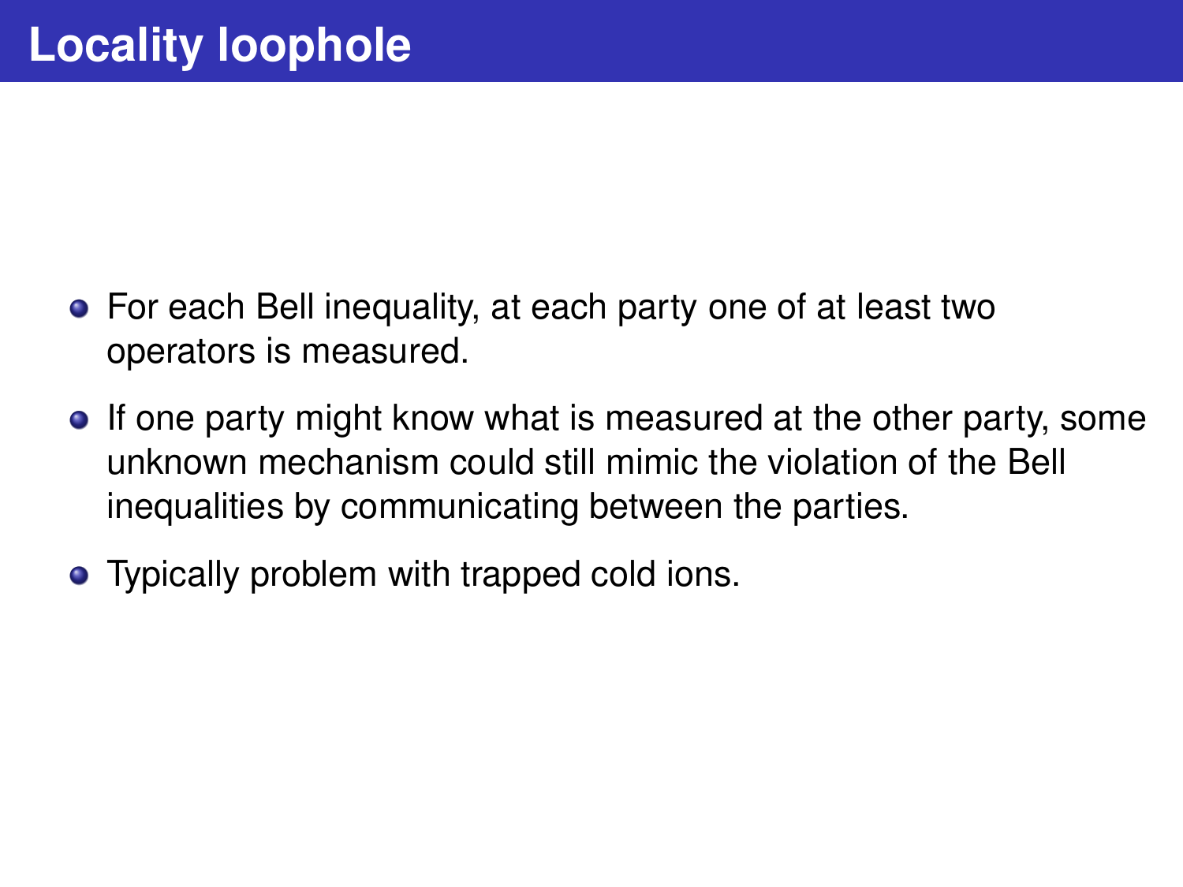# Locality loophole

- For each Bell inequality, at each party one of at least two operators is measured.
- If one party might know what is measured at the other party, some unknown mechanism could still mimic the violation of the Bell inequalities by communicating between the parties.
- Typically problem with trapped cold ions.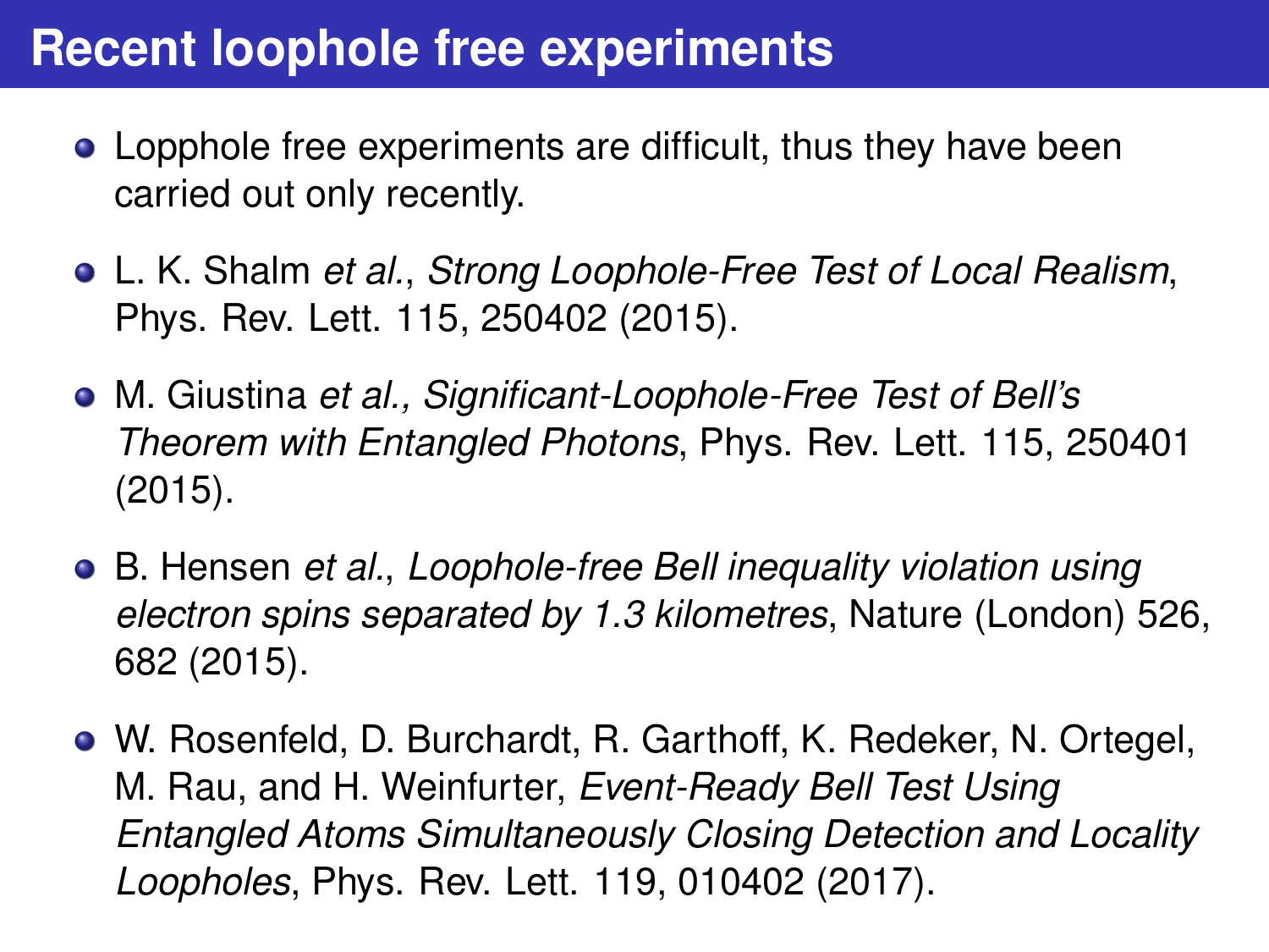# Recent loophole free experiments

- Lopphole free experiments are difficult, thus they have been carried out only recently.
- L. K. Shalm *et al.*, *Strong Loophole-Free Test of Local Realism*, Phys. Rev. Lett. 115, 250402 (2015).
- M. Giustina *et al., Significant-Loophole-Free Test of Bell's Theorem with Entangled Photons*, Phys. Rev. Lett. 115, 250401 (2015).
- B. Hensen *et al.*, *Loophole-free Bell inequality violation using electron spins separated by 1.3 kilometres*, Nature (London) 526, 682 (2015).
- W. Rosenfeld, D. Burchardt, R. Garthoff, K. Redeker, N. Ortegel, M. Rau, and H. Weinfurter, *Event-Ready Bell Test Using Entangled Atoms Simultaneously Closing Detection and Locality Loopholes*, Phys. Rev. Lett. 119, 010402 (2017).